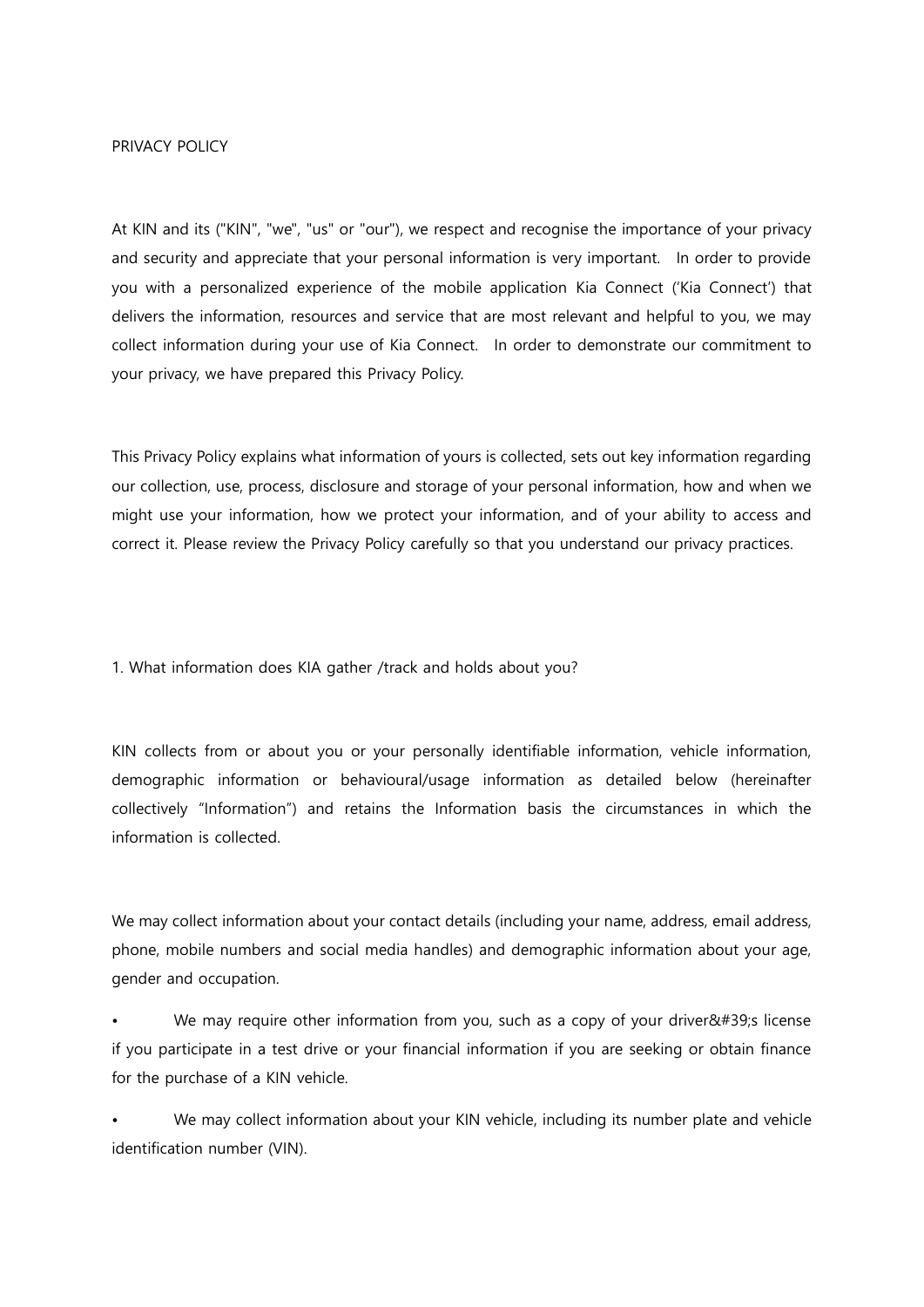# PRIVACY POLICY

At KIN and its ("KIN", "we", "us" or "our"), we respect and recognise the importance of your privacy and security and appreciate that your personal information is very important. In order to provide you with a personalized experience of the mobile application Kia Connect ('Kia Connect') that delivers the information, resources and service that are most relevant and helpful to you, we may collect information during your use of Kia Connect. In order to demonstrate our commitment to your privacy, we have prepared this Privacy Policy.

This Privacy Policy explains what information of yours is collected, sets out key information regarding our collection, use, process, disclosure and storage of your personal information, how and when we might use your information, how we protect your information, and of your ability to access and correct it. Please review the Privacy Policy carefully so that you understand our privacy practices.

## 1. What information does KIA gather /track and holds about you?

KIN collects from or about you or your personally identifiable information, vehicle information, demographic information or behavioural/usage information as detailed below (hereinafter collectively "Information") and retains the Information basis the circumstances in which the information is collected.

We may collect information about your contact details (including your name, address, email address, phone, mobile numbers and social media handles) and demographic information about your age, gender and occupation.

- We may require other information from you, such as a copy of your driver&#39;s license if you participate in a test drive or your financial information if you are seeking or obtain finance for the purchase of a KIN vehicle.
- We may collect information about your KIN vehicle, including its number plate and vehicle identification number (VIN).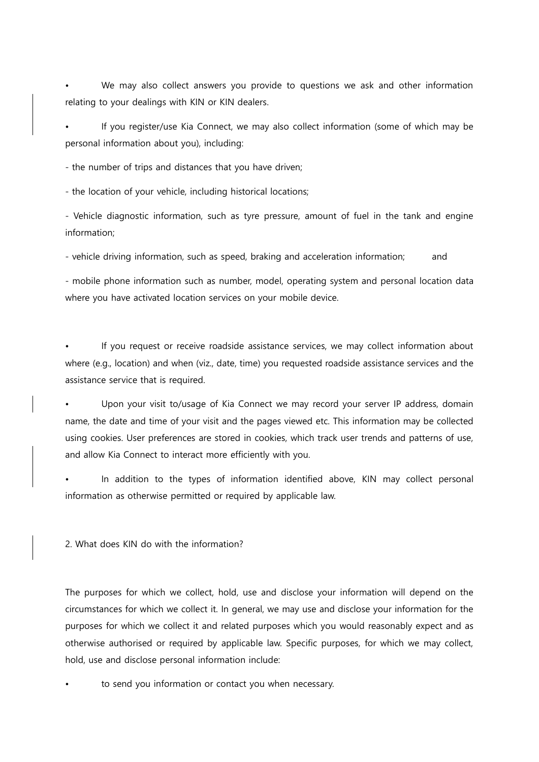- We may also collect answers you provide to questions we ask and other information relating to your dealings with KIN or KIN dealers.
- If you register/use Kia Connect, we may also collect information (some of which may be personal information about you), including:

- the number of trips and distances that you have driven;

- the location of your vehicle, including historical locations;

- Vehicle diagnostic information, such as tyre pressure, amount of fuel in the tank and engine information;

- vehicle driving information, such as speed, braking and acceleration information; and

- mobile phone information such as number, model, operating system and personal location data where you have activated location services on your mobile device.

- If you request or receive roadside assistance services, we may collect information about where (e.g., location) and when (viz., date, time) you requested roadside assistance services and the assistance service that is required.
- Upon your visit to/usage of Kia Connect we may record your server IP address, domain name, the date and time of your visit and the pages viewed etc. This information may be collected using cookies. User preferences are stored in cookies, which track user trends and patterns of use, and allow Kia Connect to interact more efficiently with you.
- In addition to the types of information identified above, KIN may collect personal information as otherwise permitted or required by applicable law.

## 2. What does KIN do with the information?

The purposes for which we collect, hold, use and disclose your information will depend on the circumstances for which we collect it. In general, we may use and disclose your information for the purposes for which we collect it and related purposes which you would reasonably expect and as otherwise authorised or required by applicable law. Specific purposes, for which we may collect, hold, use and disclose personal information include:

- to send you information or contact you when necessary.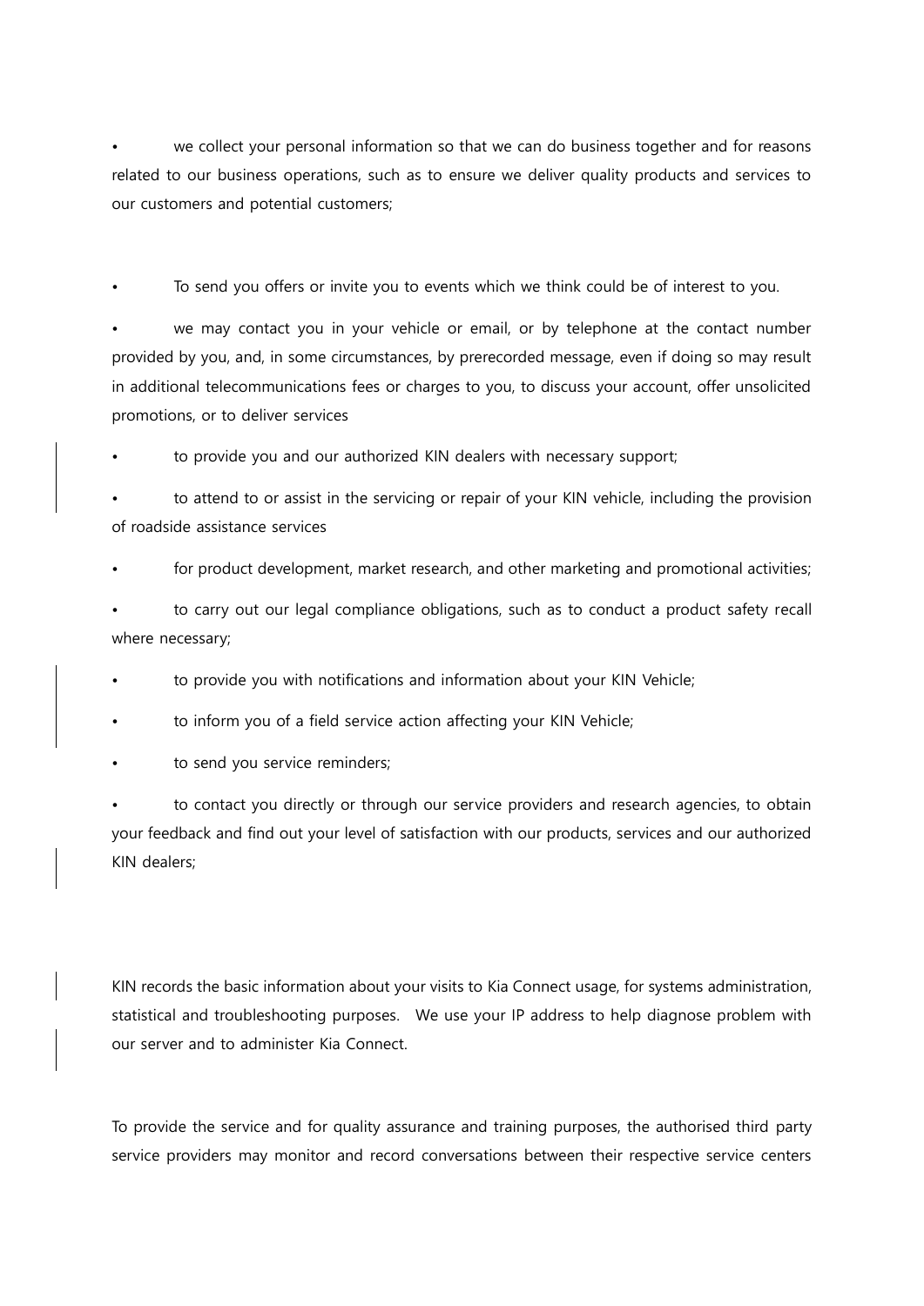- we collect your personal information so that we can do business together and for reasons related to our business operations, such as to ensure we deliver quality products and services to our customers and potential customers;

- To send you offers or invite you to events which we think could be of interest to you.
- we may contact you in your vehicle or email, or by telephone at the contact number provided by you, and, in some circumstances, by prerecorded message, even if doing so may result in additional telecommunications fees or charges to you, to discuss your account, offer unsolicited promotions, or to deliver services
- to provide you and our authorized KIN dealers with necessary support;
- to attend to or assist in the servicing or repair of your KIN vehicle, including the provision of roadside assistance services
- for product development, market research, and other marketing and promotional activities;
- to carry out our legal compliance obligations, such as to conduct a product safety recall where necessary;
- to provide you with notifications and information about your KIN Vehicle;
- to inform you of a field service action affecting your KIN Vehicle;
- to send you service reminders;
- to contact you directly or through our service providers and research agencies, to obtain your feedback and find out your level of satisfaction with our products, services and our authorized KIN dealers;

KIN records the basic information about your visits to Kia Connect usage, for systems administration, statistical and troubleshooting purposes. We use your IP address to help diagnose problem with our server and to administer Kia Connect.

To provide the service and for quality assurance and training purposes, the authorised third party service providers may monitor and record conversations between their respective service centers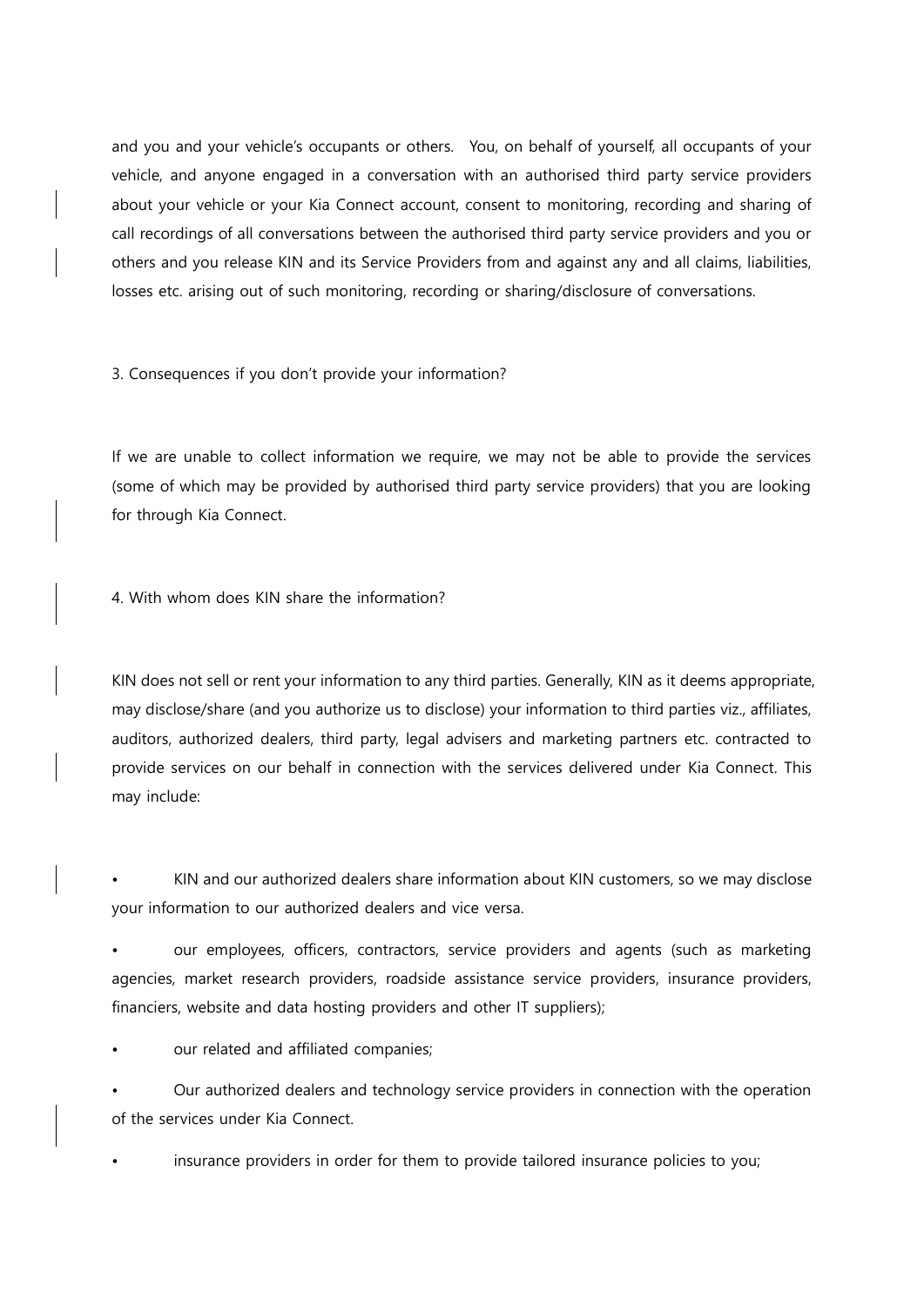and you and your vehicle's occupants or others. You, on behalf of yourself, all occupants of your vehicle, and anyone engaged in a conversation with an authorised third party service providers about your vehicle or your Kia Connect account, consent to monitoring, recording and sharing of call recordings of all conversations between the authorised third party service providers and you or others and you release KIN and its Service Providers from and against any and all claims, liabilities, losses etc. arising out of such monitoring, recording or sharing/disclosure of conversations.

3. Consequences if you don't provide your information?

If we are unable to collect information we require, we may not be able to provide the services (some of which may be provided by authorised third party service providers) that you are looking for through Kia Connect.

4. With whom does KIN share the information?

KIN does not sell or rent your information to any third parties. Generally, KIN as it deems appropriate, may disclose/share (and you authorize us to disclose) your information to third parties viz., affiliates, auditors, authorized dealers, third party, legal advisers and marketing partners etc. contracted to provide services on our behalf in connection with the services delivered under Kia Connect. This may include:

- KIN and our authorized dealers share information about KIN customers, so we may disclose your information to our authorized dealers and vice versa.
- our employees, officers, contractors, service providers and agents (such as marketing agencies, market research providers, roadside assistance service providers, insurance providers, financiers, website and data hosting providers and other IT suppliers);
- our related and affiliated companies;
- Our authorized dealers and technology service providers in connection with the operation of the services under Kia Connect.
- insurance providers in order for them to provide tailored insurance policies to you;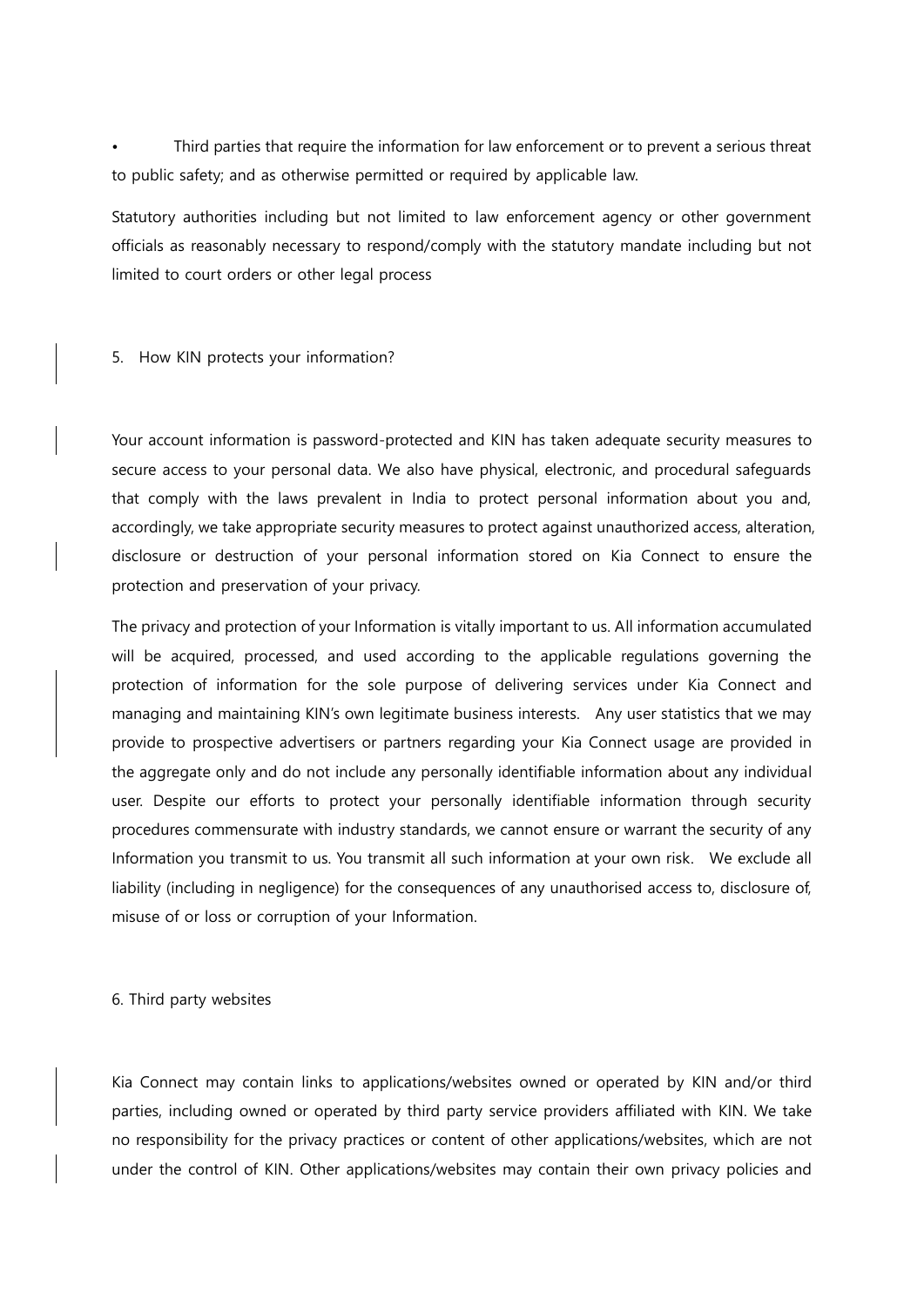- Third parties that require the information for law enforcement or to prevent a serious threat to public safety; and as otherwise permitted or required by applicable law.

Statutory authorities including but not limited to law enforcement agency or other government officials as reasonably necessary to respond/comply with the statutory mandate including but not limited to court orders or other legal process

## 5. How KIN protects your information?

Your account information is password-protected and KIN has taken adequate security measures to secure access to your personal data. We also have physical, electronic, and procedural safeguards that comply with the laws prevalent in India to protect personal information about you and, accordingly, we take appropriate security measures to protect against unauthorized access, alteration, disclosure or destruction of your personal information stored on Kia Connect to ensure the protection and preservation of your privacy.

The privacy and protection of your Information is vitally important to us. All information accumulated will be acquired, processed, and used according to the applicable regulations governing the protection of information for the sole purpose of delivering services under Kia Connect and managing and maintaining KIN's own legitimate business interests. Any user statistics that we may provide to prospective advertisers or partners regarding your Kia Connect usage are provided in the aggregate only and do not include any personally identifiable information about any individual user. Despite our efforts to protect your personally identifiable information through security procedures commensurate with industry standards, we cannot ensure or warrant the security of any Information you transmit to us. You transmit all such information at your own risk. We exclude all liability (including in negligence) for the consequences of any unauthorised access to, disclosure of, misuse of or loss or corruption of your Information.

## 6. Third party websites

Kia Connect may contain links to applications/websites owned or operated by KIN and/or third parties, including owned or operated by third party service providers affiliated with KIN. We take no responsibility for the privacy practices or content of other applications/websites, which are not under the control of KIN. Other applications/websites may contain their own privacy policies and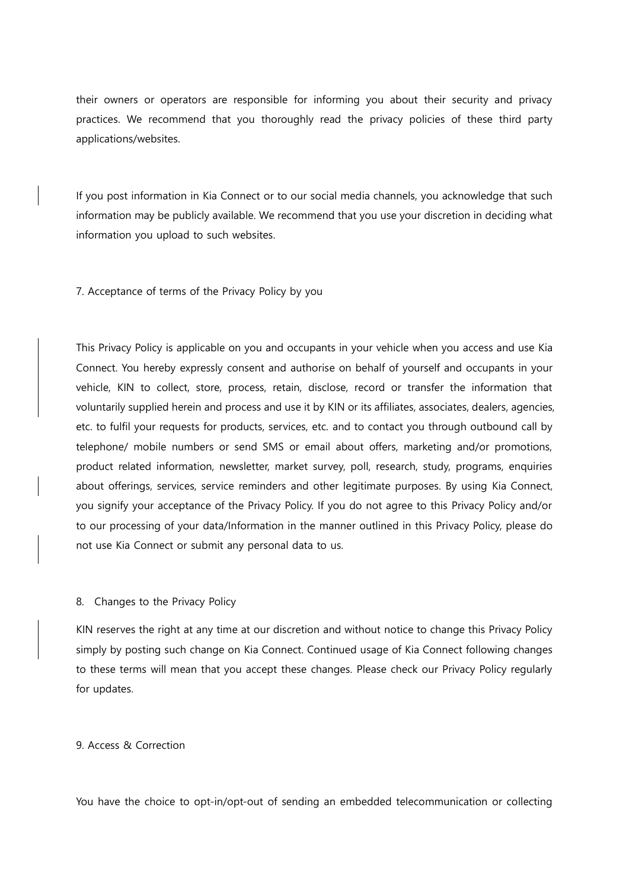their owners or operators are responsible for informing you about their security and privacy practices. We recommend that you thoroughly read the privacy policies of these third party applications/websites.

If you post information in Kia Connect or to our social media channels, you acknowledge that such information may be publicly available. We recommend that you use your discretion in deciding what information you upload to such websites.

## 7. Acceptance of terms of the Privacy Policy by you

This Privacy Policy is applicable on you and occupants in your vehicle when you access and use Kia Connect. You hereby expressly consent and authorise on behalf of yourself and occupants in your vehicle, KIN to collect, store, process, retain, disclose, record or transfer the information that voluntarily supplied herein and process and use it by KIN or its affiliates, associates, dealers, agencies, etc. to fulfil your requests for products, services, etc. and to contact you through outbound call by telephone/ mobile numbers or send SMS or email about offers, marketing and/or promotions, product related information, newsletter, market survey, poll, research, study, programs, enquiries about offerings, services, service reminders and other legitimate purposes. By using Kia Connect, you signify your acceptance of the Privacy Policy. If you do not agree to this Privacy Policy and/or to our processing of your data/Information in the manner outlined in this Privacy Policy, please do not use Kia Connect or submit any personal data to us.

## 8. Changes to the Privacy Policy

KIN reserves the right at any time at our discretion and without notice to change this Privacy Policy simply by posting such change on Kia Connect. Continued usage of Kia Connect following changes to these terms will mean that you accept these changes. Please check our Privacy Policy regularly for updates.

## 9. Access & Correction

You have the choice to opt-in/opt-out of sending an embedded telecommunication or collecting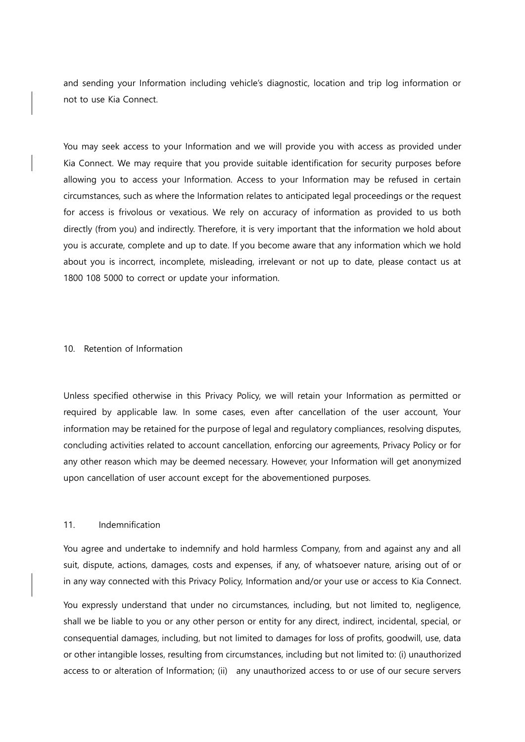and sending your Information including vehicle's diagnostic, location and trip log information or not to use Kia Connect.

You may seek access to your Information and we will provide you with access as provided under Kia Connect. We may require that you provide suitable identification for security purposes before allowing you to access your Information. Access to your Information may be refused in certain circumstances, such as where the Information relates to anticipated legal proceedings or the request for access is frivolous or vexatious. We rely on accuracy of information as provided to us both directly (from you) and indirectly. Therefore, it is very important that the information we hold about you is accurate, complete and up to date. If you become aware that any information which we hold about you is incorrect, incomplete, misleading, irrelevant or not up to date, please contact us at 1800 108 5000 to correct or update your information.

## 10. Retention of Information

Unless specified otherwise in this Privacy Policy, we will retain your Information as permitted or required by applicable law. In some cases, even after cancellation of the user account, Your information may be retained for the purpose of legal and regulatory compliances, resolving disputes, concluding activities related to account cancellation, enforcing our agreements, Privacy Policy or for any other reason which may be deemed necessary. However, your Information will get anonymized upon cancellation of user account except for the abovementioned purposes.

## 11. Indemnification

You agree and undertake to indemnify and hold harmless Company, from and against any and all suit, dispute, actions, damages, costs and expenses, if any, of whatsoever nature, arising out of or in any way connected with this Privacy Policy, Information and/or your use or access to Kia Connect.

You expressly understand that under no circumstances, including, but not limited to, negligence, shall we be liable to you or any other person or entity for any direct, indirect, incidental, special, or consequential damages, including, but not limited to damages for loss of profits, goodwill, use, data or other intangible losses, resulting from circumstances, including but not limited to: (i) unauthorized access to or alteration of Information; (ii) any unauthorized access to or use of our secure servers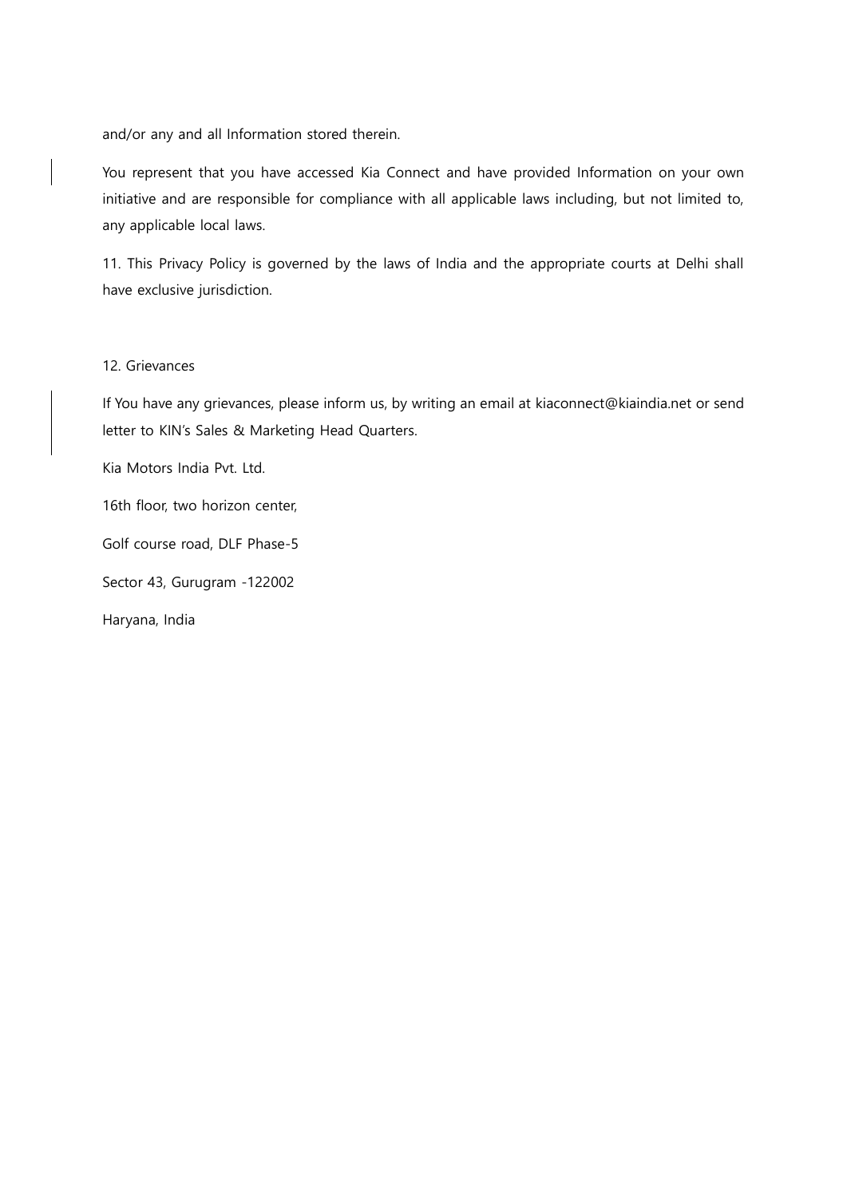and/or any and all Information stored therein.

You represent that you have accessed Kia Connect and have provided Information on your own initiative and are responsible for compliance with all applicable laws including, but not limited to, any applicable local laws.

11. This Privacy Policy is governed by the laws of India and the appropriate courts at Delhi shall have exclusive jurisdiction.

12. Grievances

If You have any grievances, please inform us, by writing an email at kiaconnect@kiaindia.net or send letter to KIN's Sales & Marketing Head Quarters.

Kia Motors India Pvt. Ltd.

16th floor, two horizon center,

Golf course road, DLF Phase-5

Sector 43, Gurugram -122002

Haryana, India